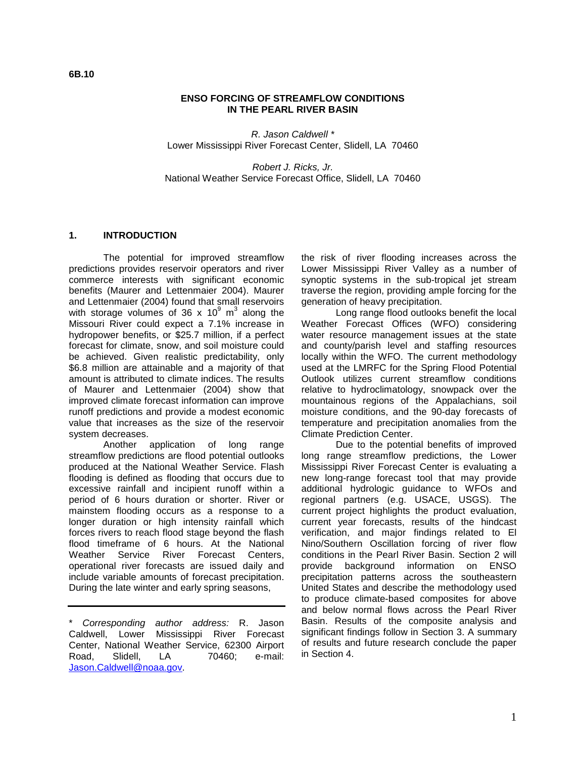**6B.10**

# ENSO FORCING OF STREAMFLOW CONDITIONS IN THE PEARL RIVER BASIN

*R. Jason Caldwell* *
Lower Mississippi River Forecast Center, Slidell, LA 70460

*Robert J. Ricks, Jr.*
National Weather Service Forecast Office, Slidell, LA 70460

## 1. INTRODUCTION

The potential for improved streamflow predictions provides reservoir operators and river commerce interests with significant economic benefits (Maurer and Lettenmaier 2004). Maurer and Lettenmaier (2004) found that small reservoirs with storage volumes of 36 x $10^9$ $m^3$ along the Missouri River could expect a 7.1% increase in hydropower benefits, or $25.7 million, if a perfect forecast for climate, snow, and soil moisture could be achieved. Given realistic predictability, only $6.8 million are attainable and a majority of that amount is attributed to climate indices. The results of Maurer and Lettenmaier (2004) show that improved climate forecast information can improve runoff predictions and provide a modest economic value that increases as the size of the reservoir system decreases.

Another application of long range streamflow predictions are flood potential outlooks produced at the National Weather Service. Flash flooding is defined as flooding that occurs due to excessive rainfall and incipient runoff within a period of 6 hours duration or shorter. River or mainstem flooding occurs as a response to a longer duration or high intensity rainfall which forces rivers to reach flood stage beyond the flash flood timeframe of 6 hours. At the National Weather Service River Forecast Centers, operational river forecasts are issued daily and include variable amounts of forecast precipitation. During the late winter and early spring seasons, the risk of river flooding increases across the Lower Mississippi River Valley as a number of synoptic systems in the sub-tropical jet stream traverse the region, providing ample forcing for the generation of heavy precipitation.

Long range flood outlooks benefit the local Weather Forecast Offices (WFO) considering water resource management issues at the state and county/parish level and staffing resources locally within the WFO. The current methodology used at the LMRFC for the Spring Flood Potential Outlook utilizes current streamflow conditions relative to hydroclimatology, snowpack over the mountainous regions of the Appalachians, soil moisture conditions, and the 90-day forecasts of temperature and precipitation anomalies from the Climate Prediction Center.

Due to the potential benefits of improved long range streamflow predictions, the Lower Mississippi River Forecast Center is evaluating a new long-range forecast tool that may provide additional hydrologic guidance to WFOs and regional partners (e.g. USACE, USGS). The current project highlights the product evaluation, current year forecasts, results of the hindcast verification, and major findings related to El Nino/Southern Oscillation forcing of river flow conditions in the Pearl River Basin. Section 2 will provide background information on ENSO precipitation patterns across the southeastern United States and describe the methodology used to produce climate-based composites for above and below normal flows across the Pearl River Basin. Results of the composite analysis and significant findings follow in Section 3. A summary of results and future research conclude the paper in Section 4.

---

\* *Corresponding author address:* R. Jason Caldwell, Lower Mississippi River Forecast Center, National Weather Service, 62300 Airport Road, Slidell, LA 70460; e-mail: Jason.Caldwell@noaa.gov.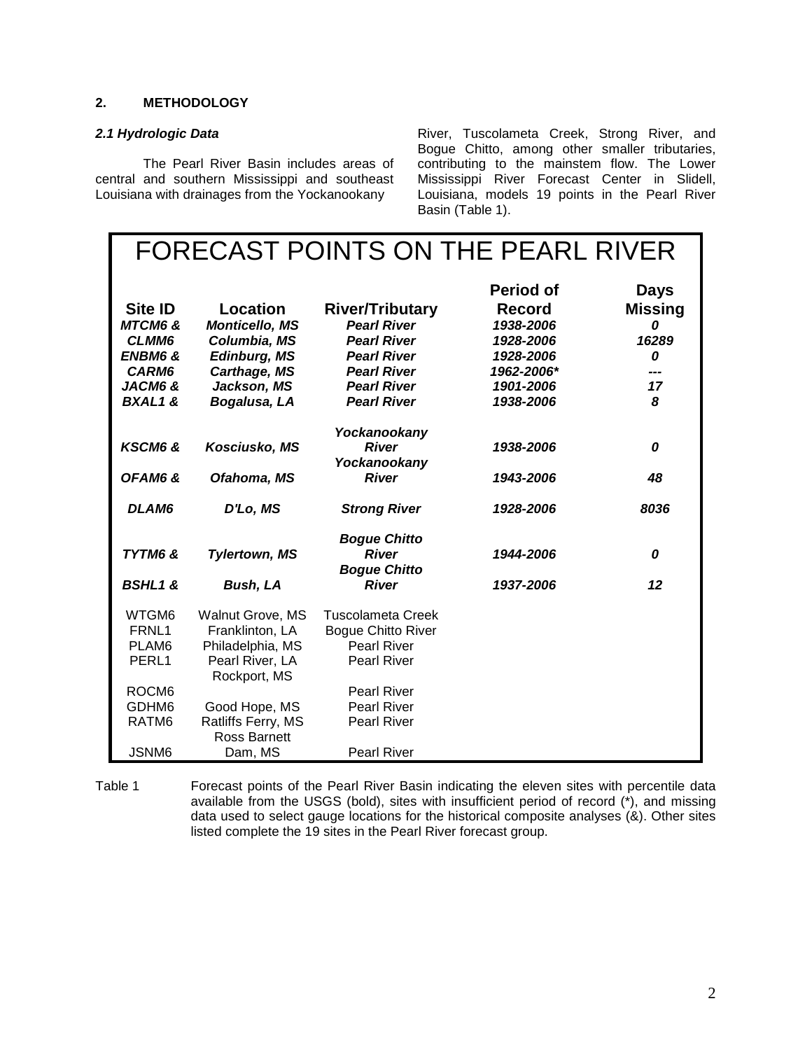## 2. METHODOLOGY

### *2.1 Hydrologic Data*

The Pearl River Basin includes areas of central and southern Mississippi and southeast Louisiana with drainages from the Yockanookany River, Tuscolameta Creek, Strong River, and Bogue Chitto, among other smaller tributaries, contributing to the mainstem flow. The Lower Mississippi River Forecast Center in Slidell, Louisiana, models 19 points in the Pearl River Basin (Table 1).

**FORECAST POINTS ON THE PEARL RIVER**

| Site ID | Location | River/Tributary | Period of Record | Days Missing |
|---|---|---|---|---|
| ***MTCM6 &*** | ***Monticello, MS*** | ***Pearl River*** | ***1938-2006*** | ***0*** |
| ***CLMM6*** | ***Columbia, MS*** | ***Pearl River*** | ***1928-2006*** | ***16289*** |
| ***ENBM6 &*** | ***Edinburg, MS*** | ***Pearl River*** | ***1928-2006*** | ***0*** |
| ***CARM6*** | ***Carthage, MS*** | ***Pearl River*** | ***1962-2006**** | ***---*** |
| ***JACM6 &*** | ***Jackson, MS*** | ***Pearl River*** | ***1901-2006*** | ***17*** |
| ***BXAL1 &*** | ***Bogalusa, LA*** | ***Pearl River*** | ***1938-2006*** | ***8*** |
| ***KSCM6 &*** | ***Kosciusko, MS*** | ***Yockanookany River*** | ***1938-2006*** | ***0*** |
| ***OFAM6 &*** | ***Ofahoma, MS*** | ***Yockanookany River*** | ***1943-2006*** | ***48*** |
| ***DLAM6*** | ***D'Lo, MS*** | ***Strong River*** | ***1928-2006*** | ***8036*** |
| ***TYTM6 &*** | ***Tylertown, MS*** | ***Bogue Chitto River*** | ***1944-2006*** | ***0*** |
| ***BSHL1 &*** | ***Bush, LA*** | ***Bogue Chitto River*** | ***1937-2006*** | ***12*** |
| WTGM6 | Walnut Grove, MS | Tuscolameta Creek | | |
| FRNL1 | Franklinton, LA | Bogue Chitto River | | |
| PLAM6 | Philadelphia, MS | Pearl River | | |
| PERL1 | Pearl River, LA | Pearl River | | |
| ROCM6 | Rockport, MS | Pearl River | | |
| GDHM6 | Good Hope, MS | Pearl River | | |
| RATM6 | Ratliffs Ferry, MS | Pearl River | | |
| JSNM6 | Ross Barnett Dam, MS | Pearl River | | |

Table 1 Forecast points of the Pearl River Basin indicating the eleven sites with percentile data available from the USGS (bold), sites with insufficient period of record (*), and missing data used to select gauge locations for the historical composite analyses (&). Other sites listed complete the 19 sites in the Pearl River forecast group.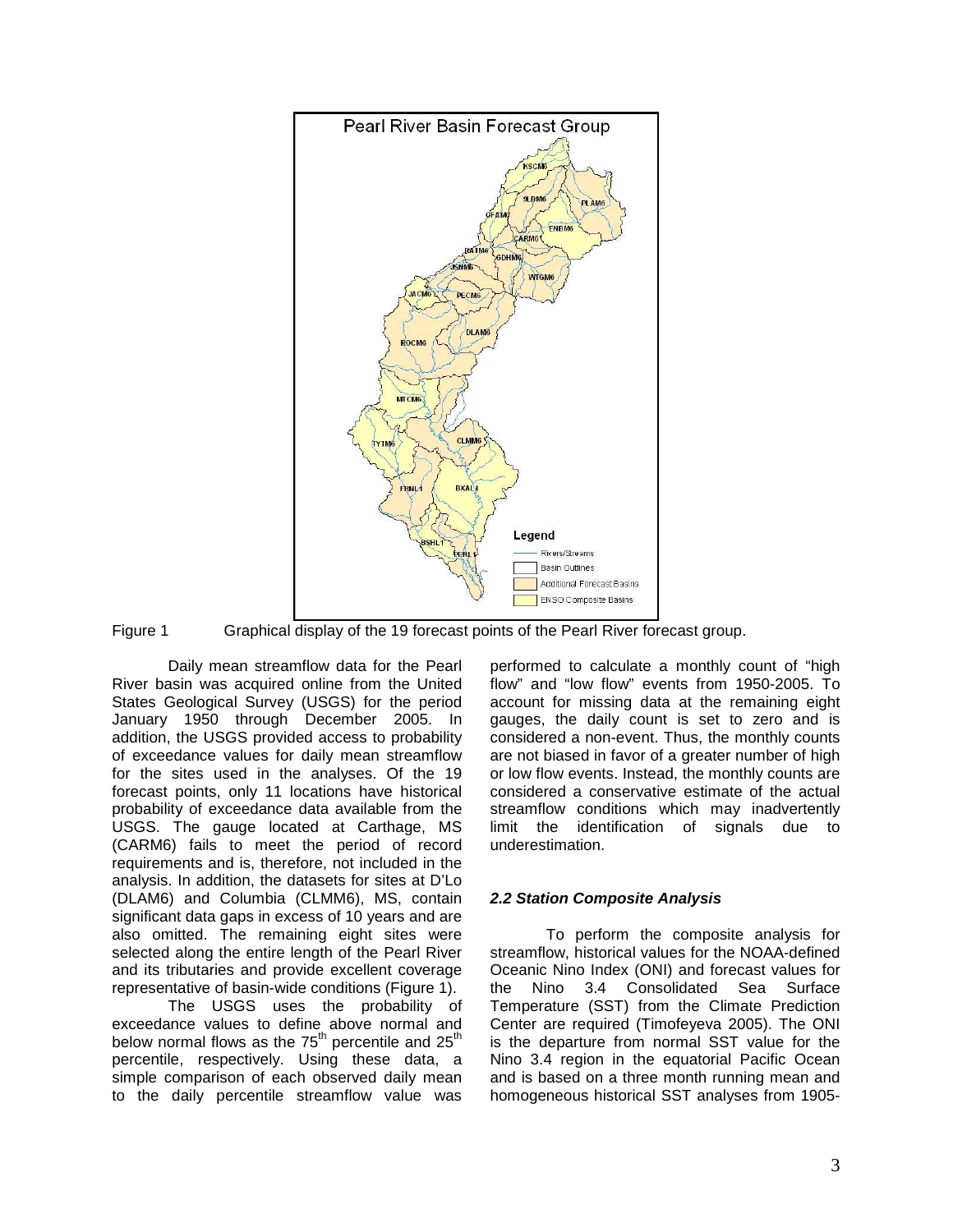Figure 1 Graphical display of the 19 forecast points of the Pearl River forecast group.

Daily mean streamflow data for the Pearl River basin was acquired online from the United States Geological Survey (USGS) for the period January 1950 through December 2005. In addition, the USGS provided access to probability of exceedance values for daily mean streamflow for the sites used in the analyses. Of the 19 forecast points, only 11 locations have historical probability of exceedance data available from the USGS. The gauge located at Carthage, MS (CARM6) fails to meet the period of record requirements and is, therefore, not included in the analysis. In addition, the datasets for sites at D'Lo (DLAM6) and Columbia (CLMM6), MS, contain significant data gaps in excess of 10 years and are also omitted. The remaining eight sites were selected along the entire length of the Pearl River and its tributaries and provide excellent coverage representative of basin-wide conditions (Figure 1).

The USGS uses the probability of exceedance values to define above normal and below normal flows as the 75[th] percentile and 25[th] percentile, respectively. Using these data, a simple comparison of each observed daily mean to the daily percentile streamflow value was performed to calculate a monthly count of "high flow" and "low flow" events from 1950-2005. To account for missing data at the remaining eight gauges, the daily count is set to zero and is considered a non-event. Thus, the monthly counts are not biased in favor of a greater number of high or low flow events. Instead, the monthly counts are considered a conservative estimate of the actual streamflow conditions which may inadvertently limit the identification of signals due to underestimation.

### *2.2 Station Composite Analysis*

To perform the composite analysis for streamflow, historical values for the NOAA-defined Oceanic Nino Index (ONI) and forecast values for the Nino 3.4 Consolidated Sea Surface Temperature (SST) from the Climate Prediction Center are required (Timofeyeva 2005). The ONI is the departure from normal SST value for the Nino 3.4 region in the equatorial Pacific Ocean and is based on a three month running mean and homogeneous historical SST analyses from 1905-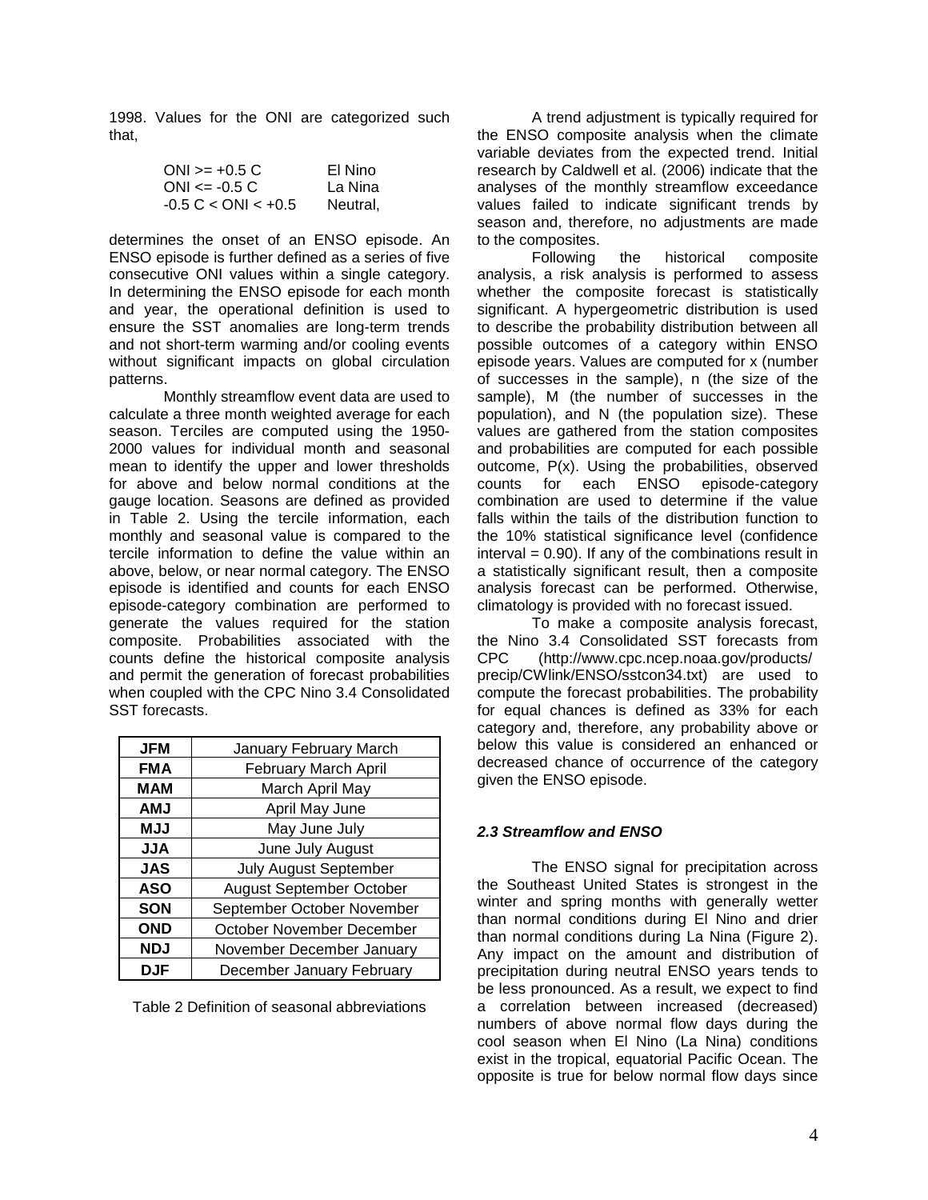1998. Values for the ONI are categorized such that,

| | |
|---|---|
| ONI >= +0.5 C | El Nino |
| ONI <= -0.5 C | La Nina |
| -0.5 C < ONI < +0.5 | Neutral, |

determines the onset of an ENSO episode. An ENSO episode is further defined as a series of five consecutive ONI values within a single category. In determining the ENSO episode for each month and year, the operational definition is used to ensure the SST anomalies are long-term trends and not short-term warming and/or cooling events without significant impacts on global circulation patterns.

Monthly streamflow event data are used to calculate a three month weighted average for each season. Terciles are computed using the 1950-2000 values for individual month and seasonal mean to identify the upper and lower thresholds for above and below normal conditions at the gauge location. Seasons are defined as provided in Table 2. Using the tercile information, each monthly and seasonal value is compared to the tercile information to define the value within an above, below, or near normal category. The ENSO episode is identified and counts for each ENSO episode-category combination are performed to generate the values required for the station composite. Probabilities associated with the counts define the historical composite analysis and permit the generation of forecast probabilities when coupled with the CPC Nino 3.4 Consolidated SST forecasts.

| | |
|---|---|
| **JFM** | January February March |
| **FMA** | February March April |
| **MAM** | March April May |
| **AMJ** | April May June |
| **MJJ** | May June July |
| **JJA** | June July August |
| **JAS** | July August September |
| **ASO** | August September October |
| **SON** | September October November |
| **OND** | October November December |
| **NDJ** | November December January |
| **DJF** | December January February |

Table 2 Definition of seasonal abbreviations

A trend adjustment is typically required for the ENSO composite analysis when the climate variable deviates from the expected trend. Initial research by Caldwell et al. (2006) indicate that the analyses of the monthly streamflow exceedance values failed to indicate significant trends by season and, therefore, no adjustments are made to the composites.

Following the historical composite analysis, a risk analysis is performed to assess whether the composite forecast is statistically significant. A hypergeometric distribution is used to describe the probability distribution between all possible outcomes of a category within ENSO episode years. Values are computed for x (number of successes in the sample), n (the size of the sample), M (the number of successes in the population), and N (the population size). These values are gathered from the station composites and probabilities are computed for each possible outcome, P(x). Using the probabilities, observed counts for each ENSO episode-category combination are used to determine if the value falls within the tails of the distribution function to the 10% statistical significance level (confidence interval = 0.90). If any of the combinations result in a statistically significant result, then a composite analysis forecast can be performed. Otherwise, climatology is provided with no forecast issued.

To make a composite analysis forecast, the Nino 3.4 Consolidated SST forecasts from CPC (http://www.cpc.ncep.noaa.gov/products/precip/CWlink/ENSO/sstcon34.txt) are used to compute the forecast probabilities. The probability for equal chances is defined as 33% for each category and, therefore, any probability above or below this value is considered an enhanced or decreased chance of occurrence of the category given the ENSO episode.

### *2.3 Streamflow and ENSO*

The ENSO signal for precipitation across the Southeast United States is strongest in the winter and spring months with generally wetter than normal conditions during El Nino and drier than normal conditions during La Nina (Figure 2). Any impact on the amount and distribution of precipitation during neutral ENSO years tends to be less pronounced. As a result, we expect to find a correlation between increased (decreased) numbers of above normal flow days during the cool season when El Nino (La Nina) conditions exist in the tropical, equatorial Pacific Ocean. The opposite is true for below normal flow days since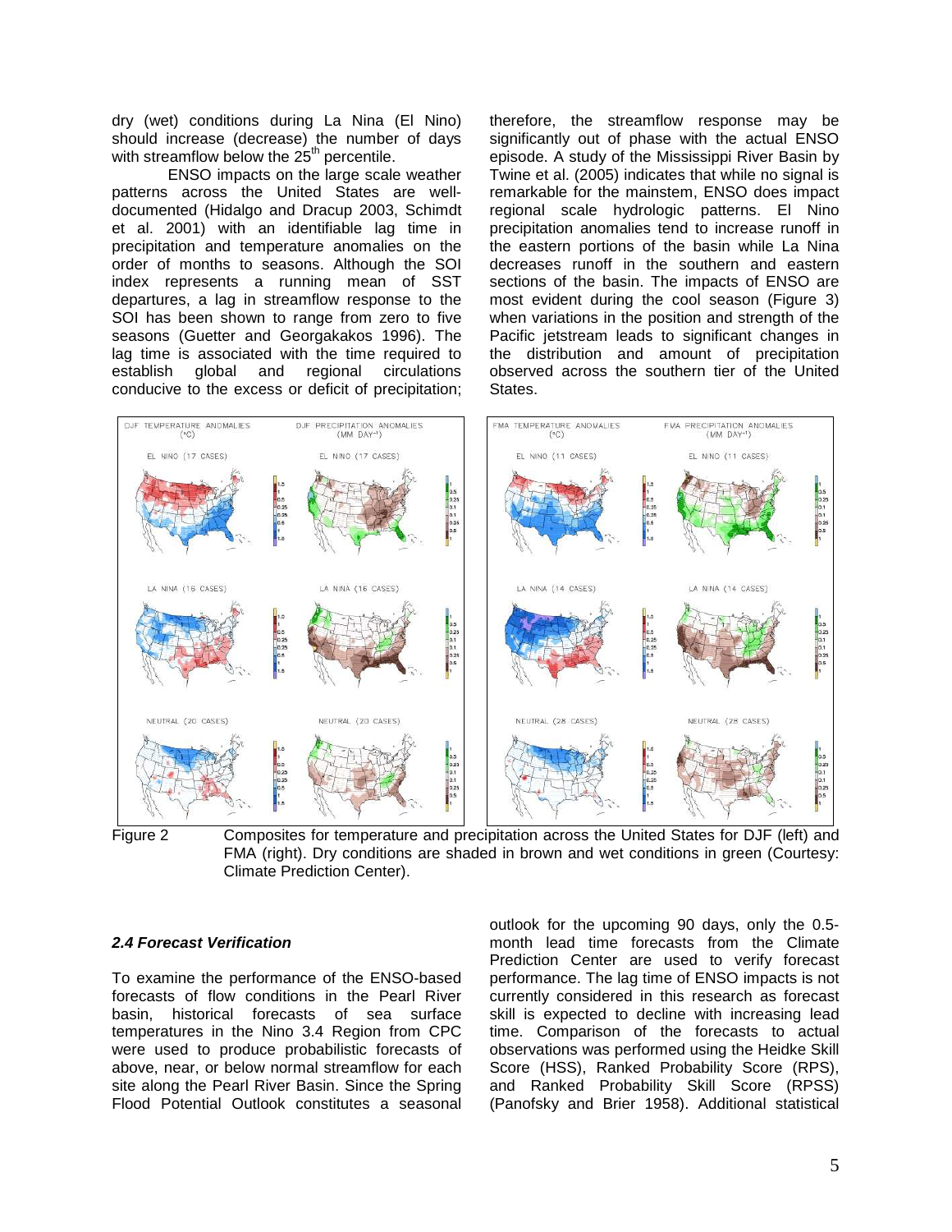dry (wet) conditions during La Nina (El Nino) should increase (decrease) the number of days with streamflow below the 25$^{th}$ percentile.

ENSO impacts on the large scale weather patterns across the United States are well-documented (Hidalgo and Dracup 2003, Schimdt et al. 2001) with an identifiable lag time in precipitation and temperature anomalies on the order of months to seasons. Although the SOI index represents a running mean of SST departures, a lag in streamflow response to the SOI has been shown to range from zero to five seasons (Guetter and Georgakakos 1996). The lag time is associated with the time required to establish global and regional circulations conducive to the excess or deficit of precipitation; therefore, the streamflow response may be significantly out of phase with the actual ENSO episode. A study of the Mississippi River Basin by Twine et al. (2005) indicates that while no signal is remarkable for the mainstem, ENSO does impact regional scale hydrologic patterns. El Nino precipitation anomalies tend to increase runoff in the eastern portions of the basin while La Nina decreases runoff in the southern and eastern sections of the basin. The impacts of ENSO are most evident during the cool season (Figure 3) when variations in the position and strength of the Pacific jetstream leads to significant changes in the distribution and amount of precipitation observed across the southern tier of the United States.

Figure 2 Composites for temperature and precipitation across the United States for DJF (left) and FMA (right). Dry conditions are shaded in brown and wet conditions in green (Courtesy: Climate Prediction Center).

### *2.4 Forecast Verification*

To examine the performance of the ENSO-based forecasts of flow conditions in the Pearl River basin, historical forecasts of sea surface temperatures in the Nino 3.4 Region from CPC were used to produce probabilistic forecasts of above, near, or below normal streamflow for each site along the Pearl River Basin. Since the Spring Flood Potential Outlook constitutes a seasonal outlook for the upcoming 90 days, only the 0.5-month lead time forecasts from the Climate Prediction Center are used to verify forecast performance. The lag time of ENSO impacts is not currently considered in this research as forecast skill is expected to decline with increasing lead time. Comparison of the forecasts to actual observations was performed using the Heidke Skill Score (HSS), Ranked Probability Score (RPS), and Ranked Probability Skill Score (RPSS) (Panofsky and Brier 1958). Additional statistical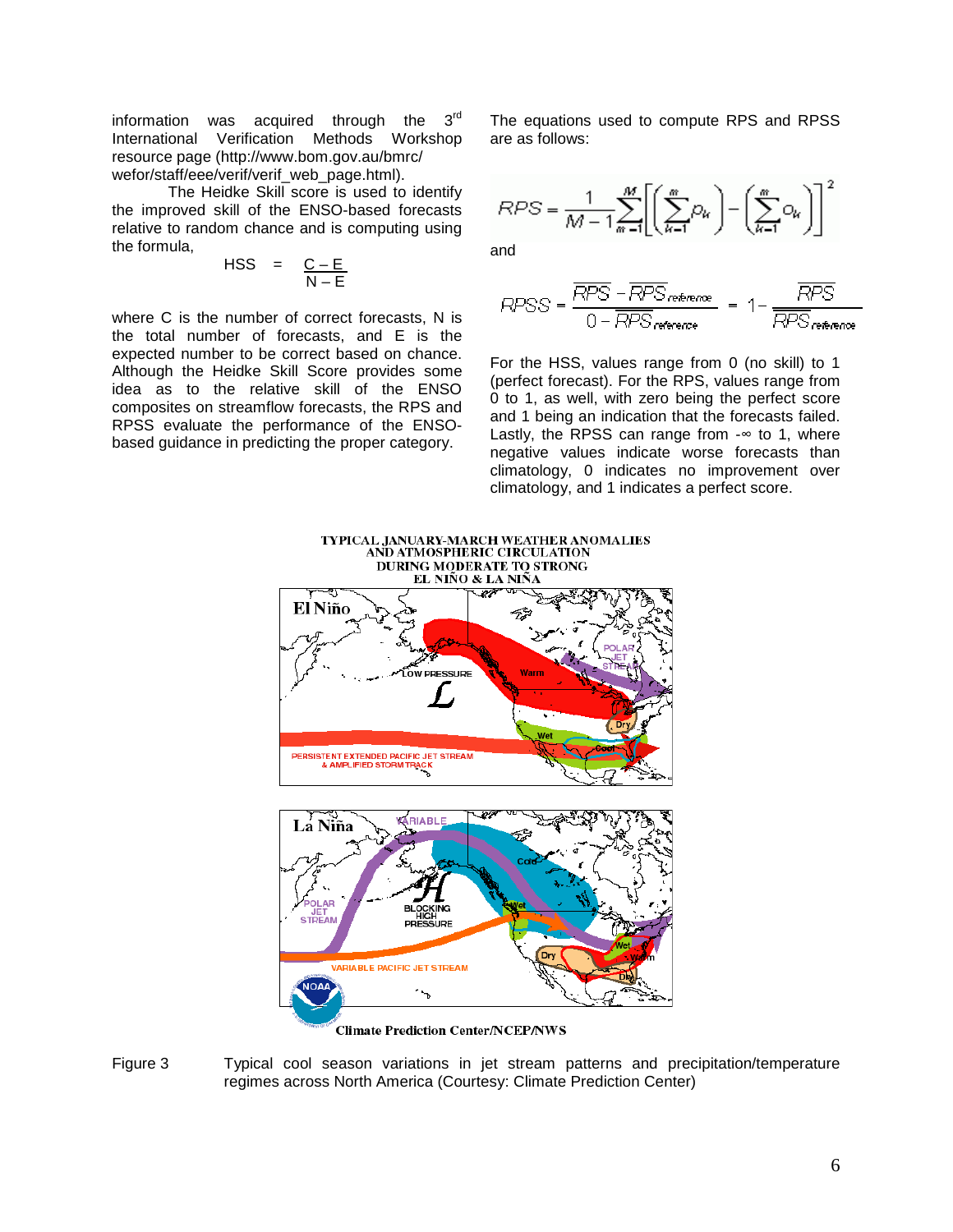information was acquired through the 3rd International Verification Methods Workshop resource page (http://www.bom.gov.au/bmrc/wefor/staff/eee/verif/verif_web_page.html).

The Heidke Skill score is used to identify the improved skill of the ENSO-based forecasts relative to random chance and is computing using the formula,

$$HSS = \frac{C - E}{N - E}$$

where C is the number of correct forecasts, N is the total number of forecasts, and E is the expected number to be correct based on chance. Although the Heidke Skill Score provides some idea as to the relative skill of the ENSO composites on streamflow forecasts, the RPS and RPSS evaluate the performance of the ENSO-based guidance in predicting the proper category.

The equations used to compute RPS and RPSS are as follows:

$$RPS = \frac{1}{M-1}\sum_{m=1}^{M}\left[\left(\sum_{k=1}^{m} p_k\right) - \left(\sum_{k=1}^{m} o_k\right)\right]^2$$

and

$$RPSS = \frac{\overline{RPS} - \overline{RPS}_{reference}}{0 - \overline{RPS}_{reference}} = 1 - \frac{\overline{RPS}}{\overline{RPS}_{reference}}$$

For the HSS, values range from 0 (no skill) to 1 (perfect forecast). For the RPS, values range from 0 to 1, as well, with zero being the perfect score and 1 being an indication that the forecasts failed. Lastly, the RPSS can range from -∞ to 1, where negative values indicate worse forecasts than climatology, 0 indicates no improvement over climatology, and 1 indicates a perfect score.

Figure 3 Typical cool season variations in jet stream patterns and precipitation/temperature regimes across North America (Courtesy: Climate Prediction Center)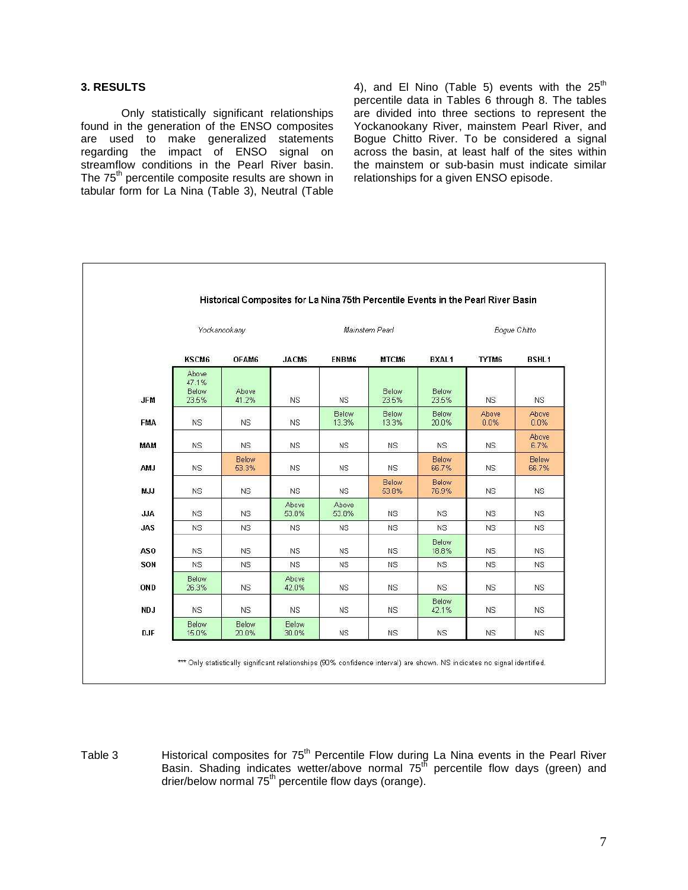## 3. RESULTS

Only statistically significant relationships found in the generation of the ENSO composites are used to make generalized statements regarding the impact of ENSO signal on streamflow conditions in the Pearl River basin. The 75th percentile composite results are shown in tabular form for La Nina (Table 3), Neutral (Table 4), and El Nino (Table 5) events with the 25th percentile data in Tables 6 through 8. The tables are divided into three sections to represent the Yockanookany River, mainstem Pearl River, and Bogue Chitto River. To be considered a signal across the basin, at least half of the sites within the mainstem or sub-basin must indicate similar relationships for a given ENSO episode.

**Historical Composites for La Nina 75th Percentile Events in the Pearl River Basin**

| | *Yockanookany* | | | *Mainstem Pearl* | | | *Bogue Chitto* | |
|---|---|---|---|---|---|---|---|---|
| | **KSCM6** | **OFAM6** | **JACM6** | **ENBM6** | **MTCM6** | **BXAL1** | **TYTM6** | **BSHL1** |
| **JFM** | Above 47.1% Below 23.5% | Above 41.2% | NS | NS | Below 23.5% | Below 23.5% | NS | NS |
| **FMA** | NS | NS | NS | Below 13.3% | Below 13.3% | Below 20.0% | Above 0.0% | Above 0.0% |
| **MAM** | NS | NS | NS | NS | NS | NS | NS | Above 6.7% |
| **AMJ** | NS | Below 53.3% | NS | NS | NS | Below 66.7% | NS | Below 66.7% |
| **MJJ** | NS | NS | NS | NS | Below 53.8% | Below 76.9% | NS | NS |
| **JJA** | NS | NS | Above 53.8% | Above 53.8% | NS | NS | NS | NS |
| **JAS** | NS | NS | NS | NS | NS | NS | NS | NS |
| **ASO** | NS | NS | NS | NS | NS | Below 18.8% | NS | NS |
| **SON** | NS | NS | NS | NS | NS | NS | NS | NS |
| **OND** | Below 26.3% | NS | Above 42.0% | NS | NS | NS | NS | NS |
| **NDJ** | NS | NS | NS | NS | NS | Below 42.1% | NS | NS |
| **DJF** | Below 15.0% | Below 20.0% | Below 30.0% | NS | NS | NS | NS | NS |

*** Only statistically significant relationships (90% confidence interval) are shown. NS indicates no signal identified.

Table 3 Historical composites for 75th Percentile Flow during La Nina events in the Pearl River Basin. Shading indicates wetter/above normal 75th percentile flow days (green) and drier/below normal 75th percentile flow days (orange).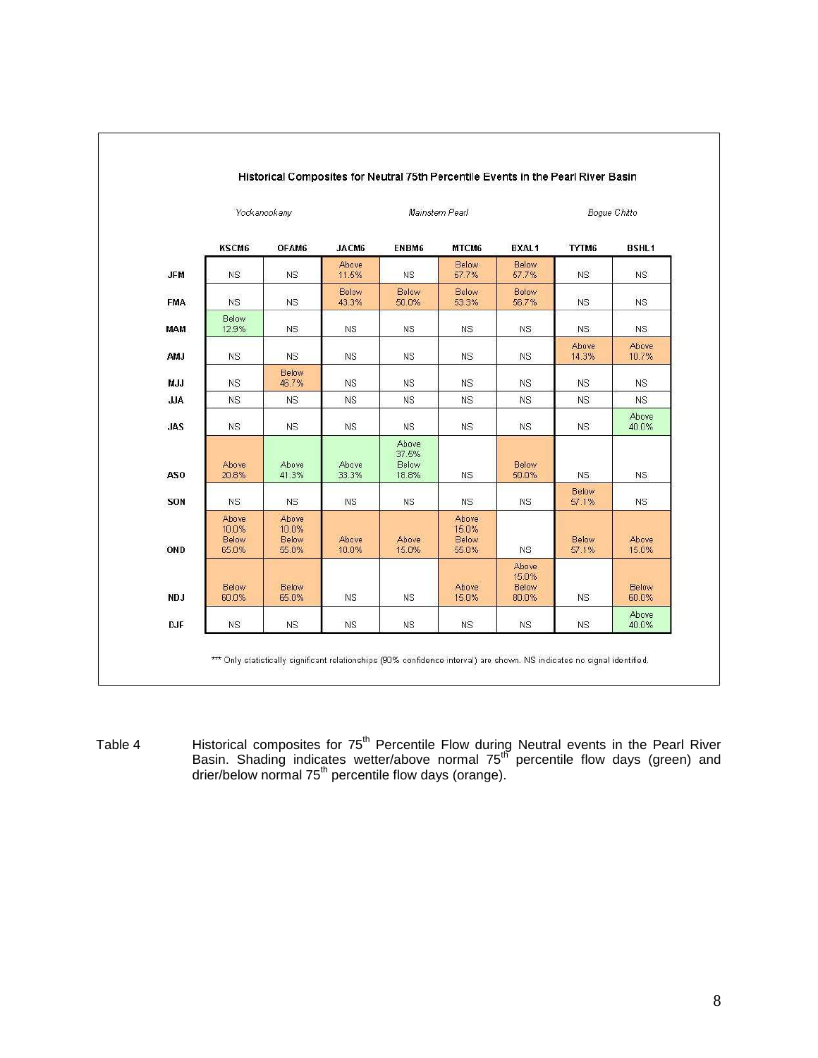### Historical Composites for Neutral 75th Percentile Events in the Pearl River Basin

| | *Yockanookany* | | *Mainstem Pearl* | | | | *Bogue Chitto* | |
|---|---|---|---|---|---|---|---|---|
| | **KSCM6** | **OFAM6** | **JACM6** | **ENBM6** | **MTCM6** | **BXAL1** | **TYTM6** | **BSHL1** |
| **JFM** | NS | NS | Above 11.5% | NS | Below 57.7% | Below 57.7% | NS | NS |
| **FMA** | NS | NS | Below 43.3% | Below 50.0% | Below 53.3% | Below 56.7% | NS | NS |
| **MAM** | Below 12.9% | NS | NS | NS | NS | NS | NS | NS |
| **AMJ** | NS | NS | NS | NS | NS | NS | Above 14.3% | Above 10.7% |
| **MJJ** | NS | Below 46.7% | NS | NS | NS | NS | NS | NS |
| **JJA** | NS | NS | NS | NS | NS | NS | NS | NS |
| **JAS** | NS | NS | NS | NS | NS | NS | NS | Above 40.0% |
| **ASO** | Above 20.8% | Above 41.3% | Above 33.3% | Above 37.5% Below 16.8% | NS | Below 50.0% | NS | NS |
| **SON** | NS | NS | NS | NS | NS | NS | Below 57.1% | NS |
| **OND** | Above 10.0% Below 65.0% | Above 10.0% Below 55.0% | Above 10.0% | Above 15.0% | Above 15.0% Below 55.0% | NS | Below 57.1% | Above 15.0% |
| **NDJ** | Below 60.0% | Below 65.0% | NS | NS | Above 15.0% | Above 15.0% Below 80.0% | NS | Below 60.0% |
| **DJF** | NS | NS | NS | NS | NS | NS | NS | Above 40.0% |

*** Only statistically significant relationships (90% confidence interval) are shown. NS indicates no signal identified.

Table 4 Historical composites for 75th Percentile Flow during Neutral events in the Pearl River Basin. Shading indicates wetter/above normal 75th percentile flow days (green) and drier/below normal 75th percentile flow days (orange).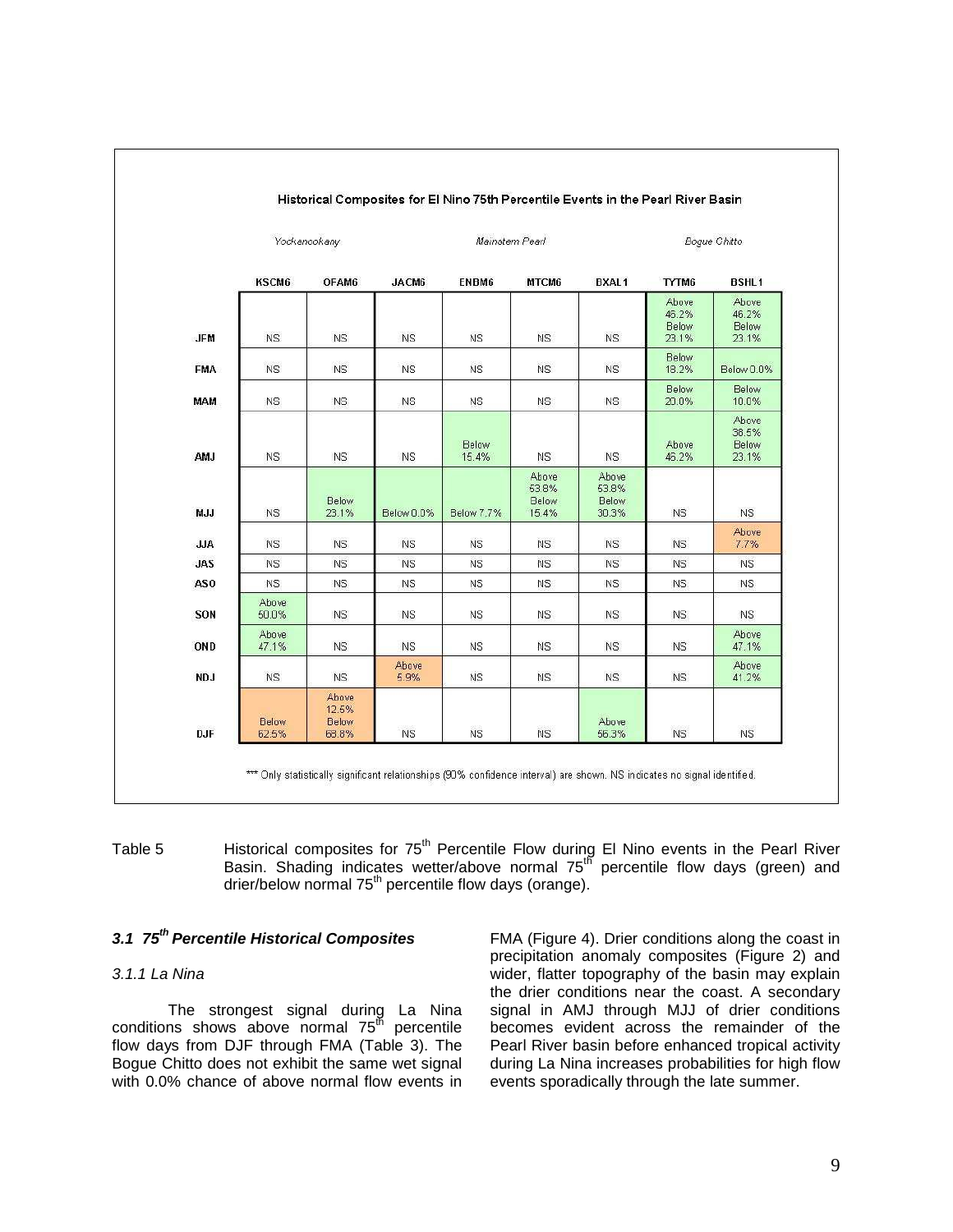**Historical Composites for El Nino 75th Percentile Events in the Pearl River Basin**

| | Yockanookany | | Mainstem Pearl | | | | Bogue Chitto | |
|---|---|---|---|---|---|---|---|---|
| | KSCM6 | OFAM6 | JACM6 | ENBM6 | MTCM6 | BXAL1 | TYTM6 | BSHL1 |
| JFM | NS | NS | NS | NS | NS | NS | Above 46.2% Below 23.1% | Above 46.2% Below 23.1% |
| FMA | NS | NS | NS | NS | NS | NS | Below 18.2% | Below 0.0% |
| MAM | NS | NS | NS | NS | NS | NS | Below 20.0% | Below 10.0% |
| AMJ | NS | NS | NS | Below 15.4% | NS | NS | Above 46.2% | Above 38.5% Below 23.1% |
| MJJ | NS | Below 23.1% | Below 0.0% | Below 7.7% | Above 53.8% Below 15.4% | Above 53.8% Below 30.3% | NS | NS |
| JJA | NS | NS | NS | NS | NS | NS | NS | Above 7.7% |
| JAS | NS | NS | NS | NS | NS | NS | NS | NS |
| ASO | NS | NS | NS | NS | NS | NS | NS | NS |
| SON | Above 50.0% | NS | NS | NS | NS | NS | NS | NS |
| OND | Above 47.1% | NS | NS | NS | NS | NS | NS | Above 47.1% |
| NDJ | NS | NS | Above 5.9% | NS | NS | NS | NS | Above 41.2% |
| DJF | Below 62.5% | Above 12.5% Below 68.8% | NS | NS | NS | Above 56.3% | NS | NS |

*** Only statistically significant relationships (90% confidence interval) are shown. NS indicates no signal identified.

Table 5 Historical composites for 75th Percentile Flow during El Nino events in the Pearl River Basin. Shading indicates wetter/above normal 75th percentile flow days (green) and drier/below normal 75th percentile flow days (orange).

### *3.1 75th Percentile Historical Composites*

*3.1.1 La Nina*

The strongest signal during La Nina conditions shows above normal 75th percentile flow days from DJF through FMA (Table 3). The Bogue Chitto does not exhibit the same wet signal with 0.0% chance of above normal flow events in FMA (Figure 4). Drier conditions along the coast in precipitation anomaly composites (Figure 2) and wider, flatter topography of the basin may explain the drier conditions near the coast. A secondary signal in AMJ through MJJ of drier conditions becomes evident across the remainder of the Pearl River basin before enhanced tropical activity during La Nina increases probabilities for high flow events sporadically through the late summer.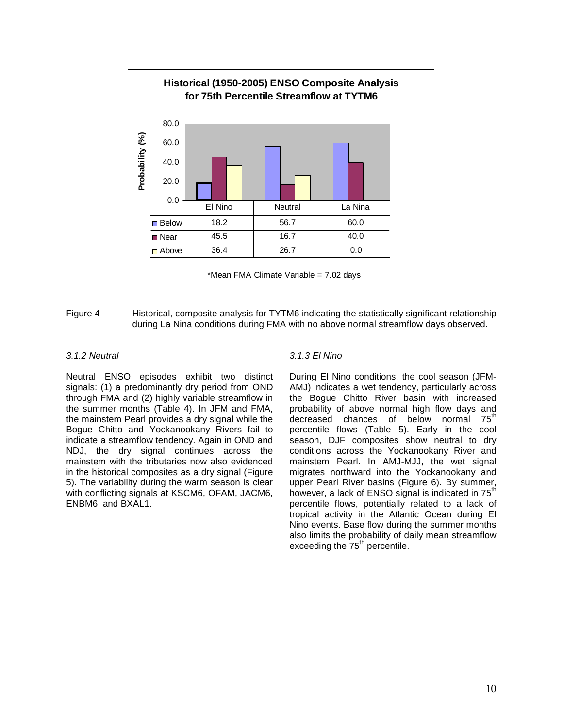**Historical (1950-2005) ENSO Composite Analysis for 75th Percentile Streamflow at TYTM6**

| | El Nino | Neutral | La Nina |
|---|---|---|---|
| Below | 18.2 | 56.7 | 60.0 |
| Near | 45.5 | 16.7 | 40.0 |
| Above | 36.4 | 26.7 | 0.0 |

*Mean FMA Climate Variable = 7.02 days

Figure 4 Historical, composite analysis for TYTM6 indicating the statistically significant relationship during La Nina conditions during FMA with no above normal streamflow days observed.

### *3.1.2 Neutral*

Neutral ENSO episodes exhibit two distinct signals: (1) a predominantly dry period from OND through FMA and (2) highly variable streamflow in the summer months (Table 4). In JFM and FMA, the mainstem Pearl provides a dry signal while the Bogue Chitto and Yockanookany Rivers fail to indicate a streamflow tendency. Again in OND and NDJ, the dry signal continues across the mainstem with the tributaries now also evidenced in the historical composites as a dry signal (Figure 5). The variability during the warm season is clear with conflicting signals at KSCM6, OFAM, JACM6, ENBM6, and BXAL1.

### *3.1.3 El Nino*

During El Nino conditions, the cool season (JFM-AMJ) indicates a wet tendency, particularly across the Bogue Chitto River basin with increased probability of above normal high flow days and decreased chances of below normal $75^{th}$ percentile flows (Table 5). Early in the cool season, DJF composites show neutral to dry conditions across the Yockanookany River and mainstem Pearl. In AMJ-MJJ, the wet signal migrates northward into the Yockanookany and upper Pearl River basins (Figure 6). By summer, however, a lack of ENSO signal is indicated in $75^{th}$ percentile flows, potentially related to a lack of tropical activity in the Atlantic Ocean during El Nino events. Base flow during the summer months also limits the probability of daily mean streamflow exceeding the $75^{th}$ percentile.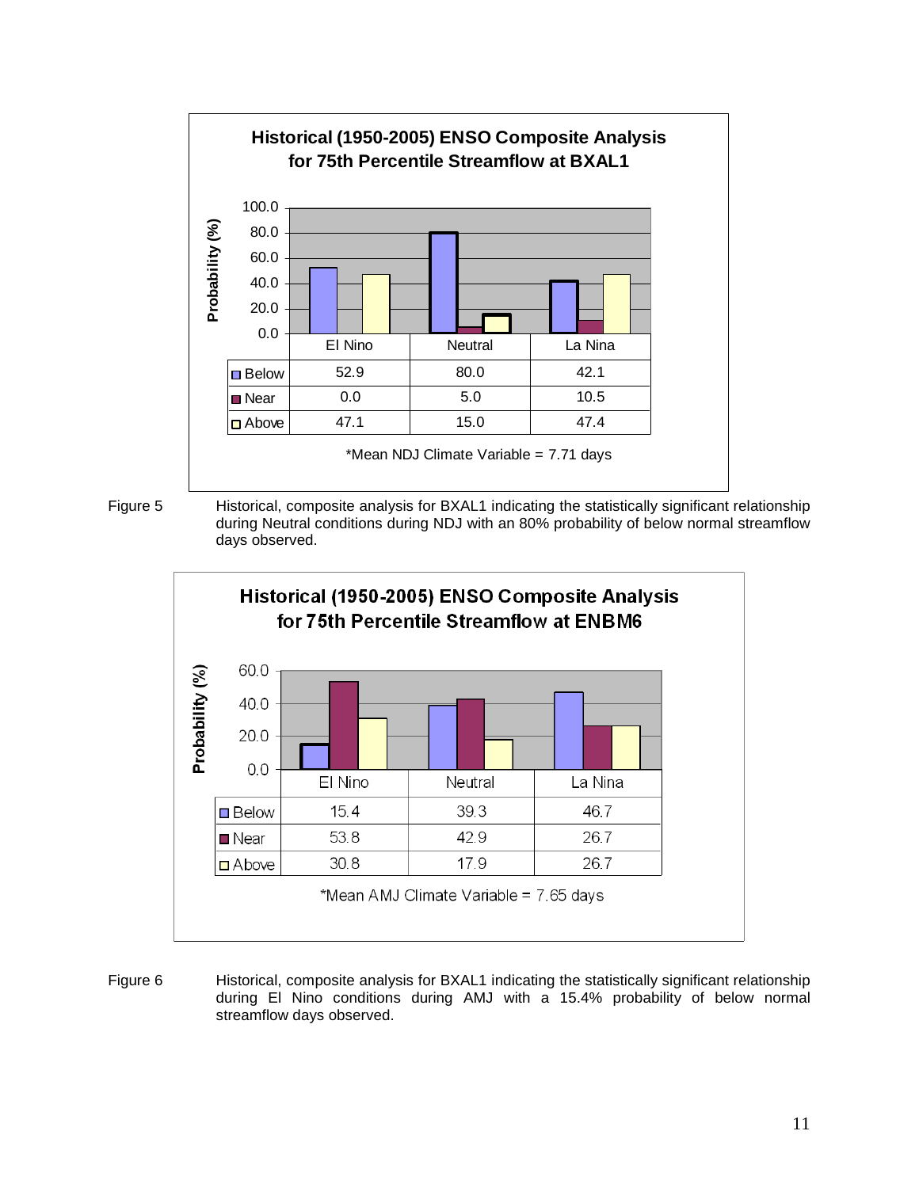**Historical (1950-2005) ENSO Composite Analysis for 75th Percentile Streamflow at BXAL1**

| | El Nino | Neutral | La Nina |
|---|---|---|---|
| Below | 52.9 | 80.0 | 42.1 |
| Near | 0.0 | 5.0 | 10.5 |
| Above | 47.1 | 15.0 | 47.4 |

*Mean NDJ Climate Variable = 7.71 days

Figure 5 Historical, composite analysis for BXAL1 indicating the statistically significant relationship during Neutral conditions during NDJ with an 80% probability of below normal streamflow days observed.

**Historical (1950-2005) ENSO Composite Analysis for 75th Percentile Streamflow at ENBM6**

| | El Nino | Neutral | La Nina |
|---|---|---|---|
| Below | 15.4 | 39.3 | 46.7 |
| Near | 53.8 | 42.9 | 26.7 |
| Above | 30.8 | 17.9 | 26.7 |

*Mean AMJ Climate Variable = 7.65 days

Figure 6 Historical, composite analysis for BXAL1 indicating the statistically significant relationship during El Nino conditions during AMJ with a 15.4% probability of below normal streamflow days observed.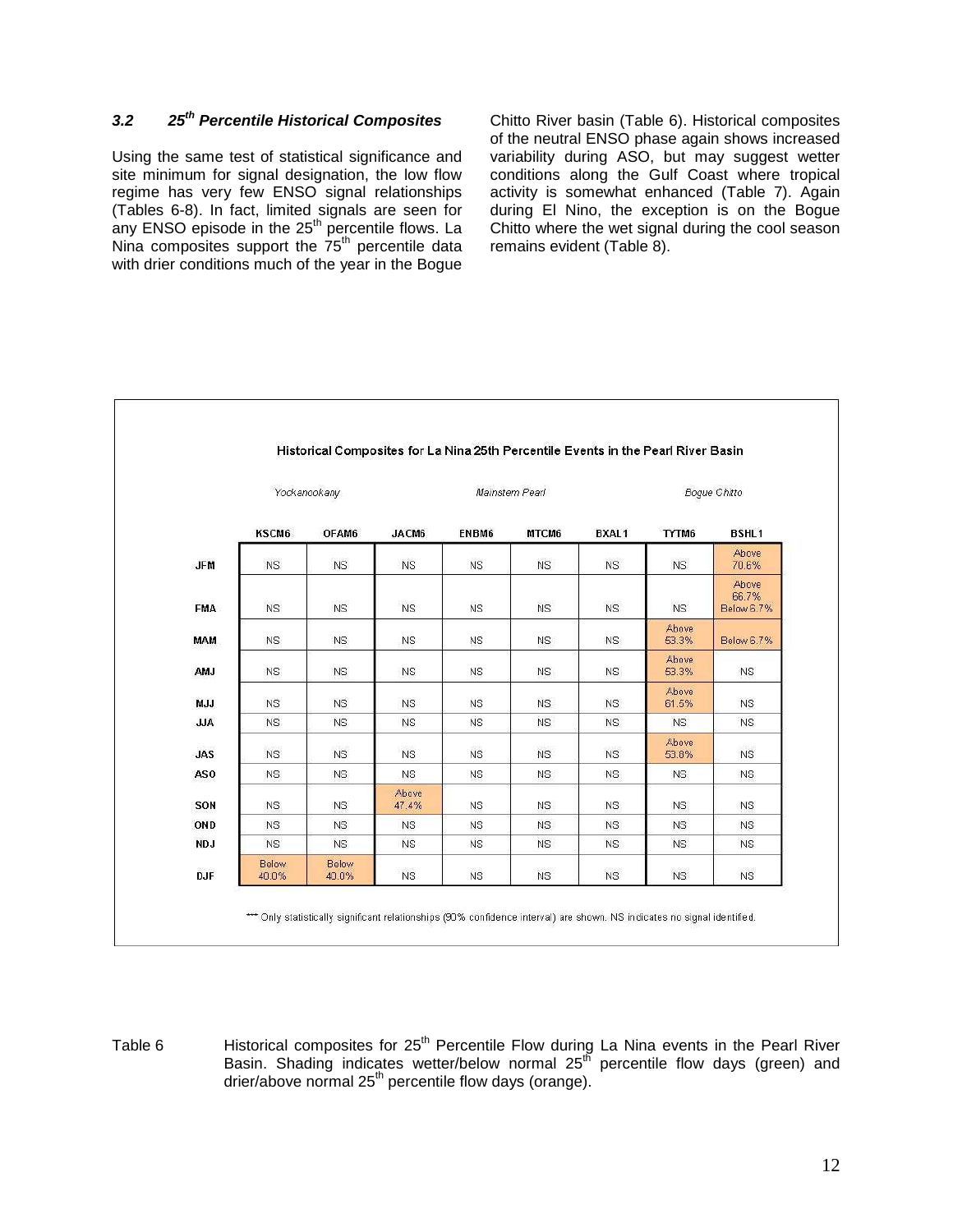### 3.2 25th Percentile Historical Composites

Using the same test of statistical significance and site minimum for signal designation, the low flow regime has very few ENSO signal relationships (Tables 6-8). In fact, limited signals are seen for any ENSO episode in the 25th percentile flows. La Nina composites support the 75th percentile data with drier conditions much of the year in the Bogue Chitto River basin (Table 6). Historical composites of the neutral ENSO phase again shows increased variability during ASO, but may suggest wetter conditions along the Gulf Coast where tropical activity is somewhat enhanced (Table 7). Again during El Nino, the exception is on the Bogue Chitto where the wet signal during the cool season remains evident (Table 8).

**Historical Composites for La Nina 25th Percentile Events in the Pearl River Basin**

| | *Yockanookany* | | *Mainstem Pearl* | | | | *Bogue Chitto* | |
|---|---|---|---|---|---|---|---|---|
| | KSCM6 | OFAM6 | JACM6 | ENBM6 | MTCM6 | BXAL1 | TYTM6 | BSHL1 |
| JFM | NS | NS | NS | NS | NS | NS | NS | Above 70.6% |
| FMA | NS | NS | NS | NS | NS | NS | NS | Above 66.7% Below 6.7% |
| MAM | NS | NS | NS | NS | NS | NS | Above 53.3% | Below 6.7% |
| AMJ | NS | NS | NS | NS | NS | NS | Above 53.3% | NS |
| MJJ | NS | NS | NS | NS | NS | NS | Above 61.5% | NS |
| JJA | NS | NS | NS | NS | NS | NS | NS | NS |
| JAS | NS | NS | NS | NS | NS | NS | Above 53.8% | NS |
| ASO | NS | NS | NS | NS | NS | NS | NS | NS |
| SON | NS | NS | Above 47.4% | NS | NS | NS | NS | NS |
| OND | NS | NS | NS | NS | NS | NS | NS | NS |
| NDJ | NS | NS | NS | NS | NS | NS | NS | NS |
| DJF | Below 40.0% | Below 40.0% | NS | NS | NS | NS | NS | NS |

*** Only statistically significant relationships (90% confidence interval) are shown. NS indicates no signal identified.

Table 6 Historical composites for 25th Percentile Flow during La Nina events in the Pearl River Basin. Shading indicates wetter/below normal 25th percentile flow days (green) and drier/above normal 25th percentile flow days (orange).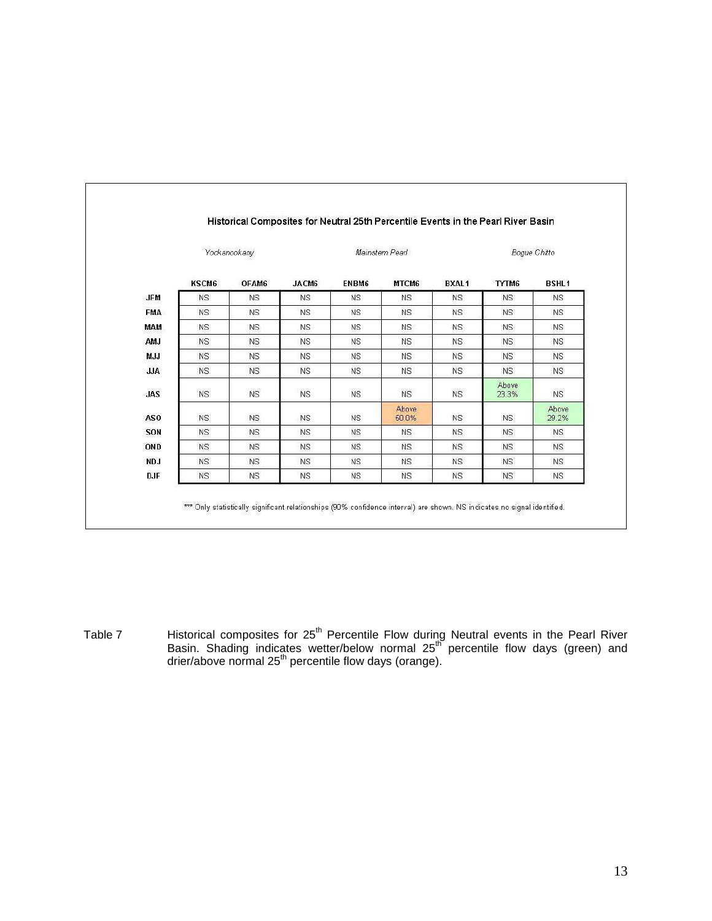**Historical Composites for Neutral 25th Percentile Events in the Pearl River Basin**

| | *Yockanookany* | | *Mainstem Pearl* | | | | *Bogue Chitto* | |
|---|---|---|---|---|---|---|---|---|
| | KSCM6 | OFAM6 | JACM6 | ENBM6 | MTCM6 | BXAL1 | TYTM6 | BSHL1 |
| JFM | NS | NS | NS | NS | NS | NS | NS | NS |
| FMA | NS | NS | NS | NS | NS | NS | NS | NS |
| MAM | NS | NS | NS | NS | NS | NS | NS | NS |
| AMJ | NS | NS | NS | NS | NS | NS | NS | NS |
| MJJ | NS | NS | NS | NS | NS | NS | NS | NS |
| JJA | NS | NS | NS | NS | NS | NS | NS | NS |
| JAS | NS | NS | NS | NS | NS | NS | Above 23.3% | NS |
| ASO | NS | NS | NS | NS | Above 60.0% | NS | NS | Above 29.2% |
| SON | NS | NS | NS | NS | NS | NS | NS | NS |
| OND | NS | NS | NS | NS | NS | NS | NS | NS |
| NDJ | NS | NS | NS | NS | NS | NS | NS | NS |
| DJF | NS | NS | NS | NS | NS | NS | NS | NS |

*** Only statistically significant relationships (90% confidence interval) are shown. NS indicates no signal identified.

Table 7 Historical composites for 25th Percentile Flow during Neutral events in the Pearl River Basin. Shading indicates wetter/below normal 25th percentile flow days (green) and drier/above normal 25th percentile flow days (orange).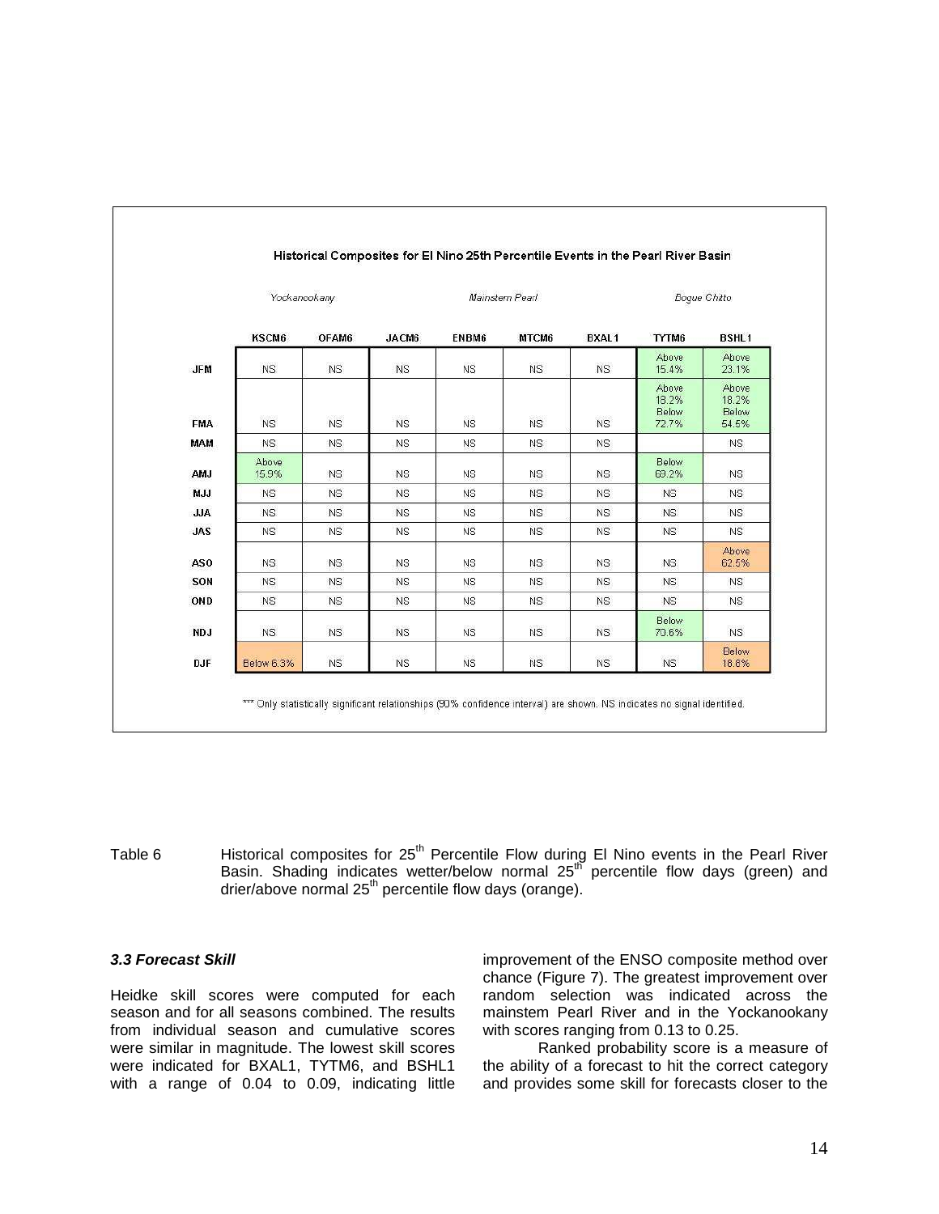**Historical Composites for El Nino 25th Percentile Events in the Pearl River Basin**

| | *Yockanookany* | | *Mainstem Pearl* | | | | *Bogue Chitto* | |
|---|---|---|---|---|---|---|---|---|
| | KSCM6 | OFAM6 | JACM6 | ENBM6 | MTCM6 | BXAL1 | TYTM6 | BSHL1 |
| JFM | NS | NS | NS | NS | NS | NS | Above 15.4% | Above 23.1% |
| FMA | NS | NS | NS | NS | NS | NS | Above 18.2% Below 72.7% | Above 18.2% Below 54.5% |
| MAM | NS | NS | NS | NS | NS | NS | | NS |
| AMJ | Above 15.9% | NS | NS | NS | NS | NS | Below 69.2% | NS |
| MJJ | NS | NS | NS | NS | NS | NS | NS | NS |
| JJA | NS | NS | NS | NS | NS | NS | NS | NS |
| JAS | NS | NS | NS | NS | NS | NS | NS | NS |
| ASO | NS | NS | NS | NS | NS | NS | NS | Above 62.5% |
| SON | NS | NS | NS | NS | NS | NS | NS | NS |
| OND | NS | NS | NS | NS | NS | NS | NS | NS |
| NDJ | NS | NS | NS | NS | NS | NS | Below 70.6% | NS |
| DJF | Below 6.3% | NS | NS | NS | NS | NS | NS | Below 18.8% |

*** Only statistically significant relationships (90% confidence interval) are shown. NS indicates no signal identified.

Table 6 Historical composites for 25th Percentile Flow during El Nino events in the Pearl River Basin. Shading indicates wetter/below normal 25th percentile flow days (green) and drier/above normal 25th percentile flow days (orange).

### *3.3 Forecast Skill*

Heidke skill scores were computed for each season and for all seasons combined. The results from individual season and cumulative scores were similar in magnitude. The lowest skill scores were indicated for BXAL1, TYTM6, and BSHL1 with a range of 0.04 to 0.09, indicating little improvement of the ENSO composite method over chance (Figure 7). The greatest improvement over random selection was indicated across the mainstem Pearl River and in the Yockanookany with scores ranging from 0.13 to 0.25.

Ranked probability score is a measure of the ability of a forecast to hit the correct category and provides some skill for forecasts closer to the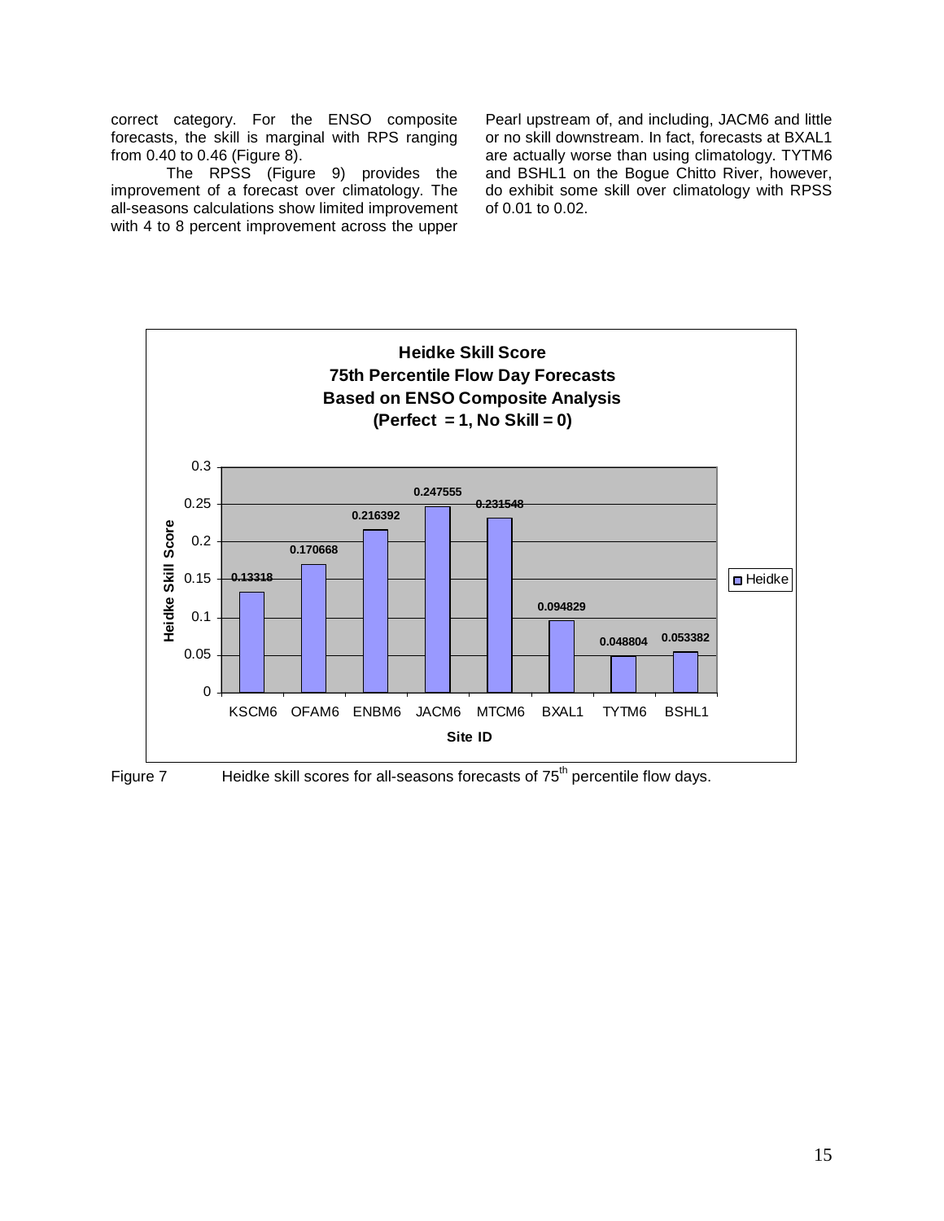correct category. For the ENSO composite forecasts, the skill is marginal with RPS ranging from 0.40 to 0.46 (Figure 8).

The RPSS (Figure 9) provides the improvement of a forecast over climatology. The all-seasons calculations show limited improvement with 4 to 8 percent improvement across the upper Pearl upstream of, and including, JACM6 and little or no skill downstream. In fact, forecasts at BXAL1 are actually worse than using climatology. TYTM6 and BSHL1 on the Bogue Chitto River, however, do exhibit some skill over climatology with RPSS of 0.01 to 0.02.

**Heidke Skill Score**
**75th Percentile Flow Day Forecasts**
**Based on ENSO Composite Analysis**
**(Perfect = 1, No Skill = 0)**

| Site ID | Heidke Skill Score |
|---|---|
| KSCM6 | 0.13318 |
| OFAM6 | 0.170668 |
| ENBM6 | 0.216392 |
| JACM6 | 0.247555 |
| MTCM6 | 0.231548 |
| BXAL1 | 0.094829 |
| TYTM6 | 0.048804 |
| BSHL1 | 0.053382 |

Figure 7 Heidke skill scores for all-seasons forecasts of 75th percentile flow days.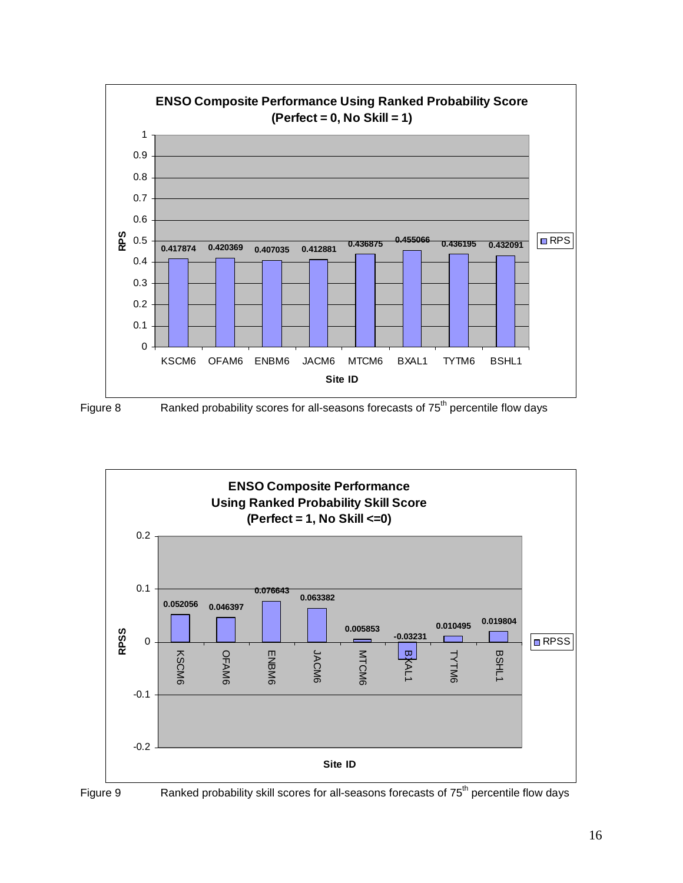**ENSO Composite Performance Using Ranked Probability Score (Perfect = 0, No Skill = 1)**

| Site ID | RPS |
|---|---|
| KSCM6 | 0.417874 |
| OFAM6 | 0.420369 |
| ENBM6 | 0.407035 |
| JACM6 | 0.412881 |
| MTCM6 | 0.436875 |
| BXAL1 | 0.455066 |
| TYTM6 | 0.436195 |
| BSHL1 | 0.432091 |

Figure 8 Ranked probability scores for all-seasons forecasts of 75th percentile flow days

**ENSO Composite Performance Using Ranked Probability Skill Score (Perfect = 1, No Skill <=0)**

| Site ID | RPSS |
|---|---|
| KSCM6 | 0.052056 |
| OFAM6 | 0.046397 |
| ENBM6 | 0.076643 |
| JACM6 | 0.063382 |
| MTCM6 | 0.005853 |
| BXAL1 | -0.03231 |
| TYTM6 | 0.010495 |
| BSHL1 | 0.019804 |

Figure 9 Ranked probability skill scores for all-seasons forecasts of 75th percentile flow days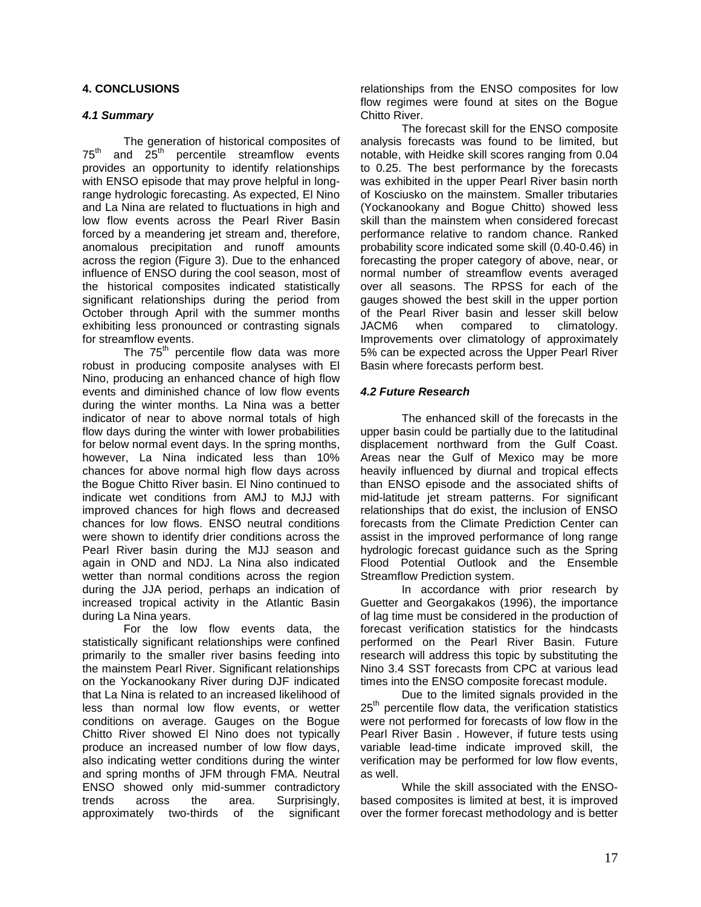## 4. CONCLUSIONS

### *4.1 Summary*

The generation of historical composites of 75$^{th}$ and 25$^{th}$ percentile streamflow events provides an opportunity to identify relationships with ENSO episode that may prove helpful in long-range hydrologic forecasting. As expected, El Nino and La Nina are related to fluctuations in high and low flow events across the Pearl River Basin forced by a meandering jet stream and, therefore, anomalous precipitation and runoff amounts across the region (Figure 3). Due to the enhanced influence of ENSO during the cool season, most of the historical composites indicated statistically significant relationships during the period from October through April with the summer months exhibiting less pronounced or contrasting signals for streamflow events.

The 75$^{th}$ percentile flow data was more robust in producing composite analyses with El Nino, producing an enhanced chance of high flow events and diminished chance of low flow events during the winter months. La Nina was a better indicator of near to above normal totals of high flow days during the winter with lower probabilities for below normal event days. In the spring months, however, La Nina indicated less than 10% chances for above normal high flow days across the Bogue Chitto River basin. El Nino continued to indicate wet conditions from AMJ to MJJ with improved chances for high flows and decreased chances for low flows. ENSO neutral conditions were shown to identify drier conditions across the Pearl River basin during the MJJ season and again in OND and NDJ. La Nina also indicated wetter than normal conditions across the region during the JJA period, perhaps an indication of increased tropical activity in the Atlantic Basin during La Nina years.

For the low flow events data, the statistically significant relationships were confined primarily to the smaller river basins feeding into the mainstem Pearl River. Significant relationships on the Yockanookany River during DJF indicated that La Nina is related to an increased likelihood of less than normal low flow events, or wetter conditions on average. Gauges on the Bogue Chitto River showed El Nino does not typically produce an increased number of low flow days, also indicating wetter conditions during the winter and spring months of JFM through FMA. Neutral ENSO showed only mid-summer contradictory trends across the area. Surprisingly, approximately two-thirds of the significant relationships from the ENSO composites for low flow regimes were found at sites on the Bogue Chitto River.

The forecast skill for the ENSO composite analysis forecasts was found to be limited, but notable, with Heidke skill scores ranging from 0.04 to 0.25. The best performance by the forecasts was exhibited in the upper Pearl River basin north of Kosciusko on the mainstem. Smaller tributaries (Yockanookany and Bogue Chitto) showed less skill than the mainstem when considered forecast performance relative to random chance. Ranked probability score indicated some skill (0.40-0.46) in forecasting the proper category of above, near, or normal number of streamflow events averaged over all seasons. The RPSS for each of the gauges showed the best skill in the upper portion of the Pearl River basin and lesser skill below JACM6 when compared to climatology. Improvements over climatology of approximately 5% can be expected across the Upper Pearl River Basin where forecasts perform best.

### *4.2 Future Research*

The enhanced skill of the forecasts in the upper basin could be partially due to the latitudinal displacement northward from the Gulf Coast. Areas near the Gulf of Mexico may be more heavily influenced by diurnal and tropical effects than ENSO episode and the associated shifts of mid-latitude jet stream patterns. For significant relationships that do exist, the inclusion of ENSO forecasts from the Climate Prediction Center can assist in the improved performance of long range hydrologic forecast guidance such as the Spring Flood Potential Outlook and the Ensemble Streamflow Prediction system.

In accordance with prior research by Guetter and Georgakakos (1996), the importance of lag time must be considered in the production of forecast verification statistics for the hindcasts performed on the Pearl River Basin. Future research will address this topic by substituting the Nino 3.4 SST forecasts from CPC at various lead times into the ENSO composite forecast module.

Due to the limited signals provided in the 25$^{th}$ percentile flow data, the verification statistics were not performed for forecasts of low flow in the Pearl River Basin . However, if future tests using variable lead-time indicate improved skill, the verification may be performed for low flow events, as well.

While the skill associated with the ENSO-based composites is limited at best, it is improved over the former forecast methodology and is better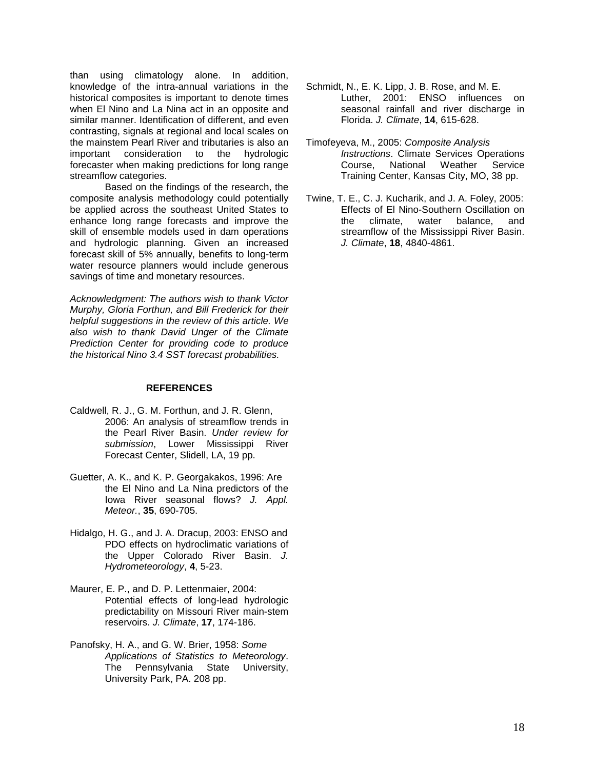than using climatology alone. In addition, knowledge of the intra-annual variations in the historical composites is important to denote times when El Nino and La Nina act in an opposite and similar manner. Identification of different, and even contrasting, signals at regional and local scales on the mainstem Pearl River and tributaries is also an important consideration to the hydrologic forecaster when making predictions for long range streamflow categories.

Based on the findings of the research, the composite analysis methodology could potentially be applied across the southeast United States to enhance long range forecasts and improve the skill of ensemble models used in dam operations and hydrologic planning. Given an increased forecast skill of 5% annually, benefits to long-term water resource planners would include generous savings of time and monetary resources.

*Acknowledgment: The authors wish to thank Victor Murphy, Gloria Forthun, and Bill Frederick for their helpful suggestions in the review of this article. We also wish to thank David Unger of the Climate Prediction Center for providing code to produce the historical Nino 3.4 SST forecast probabilities.*

## REFERENCES

Caldwell, R. J., G. M. Forthun, and J. R. Glenn, 2006: An analysis of streamflow trends in the Pearl River Basin. *Under review for submission*, Lower Mississippi River Forecast Center, Slidell, LA, 19 pp.

Guetter, A. K., and K. P. Georgakakos, 1996: Are the El Nino and La Nina predictors of the Iowa River seasonal flows? *J. Appl. Meteor.*, **35**, 690-705.

Hidalgo, H. G., and J. A. Dracup, 2003: ENSO and PDO effects on hydroclimatic variations of the Upper Colorado River Basin. *J. Hydrometeorology*, **4**, 5-23.

Maurer, E. P., and D. P. Lettenmaier, 2004: Potential effects of long-lead hydrologic predictability on Missouri River main-stem reservoirs. *J. Climate*, **17**, 174-186.

Panofsky, H. A., and G. W. Brier, 1958: *Some Applications of Statistics to Meteorology*. The Pennsylvania State University, University Park, PA. 208 pp.

Schmidt, N., E. K. Lipp, J. B. Rose, and M. E. Luther, 2001: ENSO influences on seasonal rainfall and river discharge in Florida. *J. Climate*, **14**, 615-628.

Timofeyeva, M., 2005: *Composite Analysis Instructions*. Climate Services Operations Course, National Weather Service Training Center, Kansas City, MO, 38 pp.

Twine, T. E., C. J. Kucharik, and J. A. Foley, 2005: Effects of El Nino-Southern Oscillation on the climate, water balance, and streamflow of the Mississippi River Basin. *J. Climate*, **18**, 4840-4861.